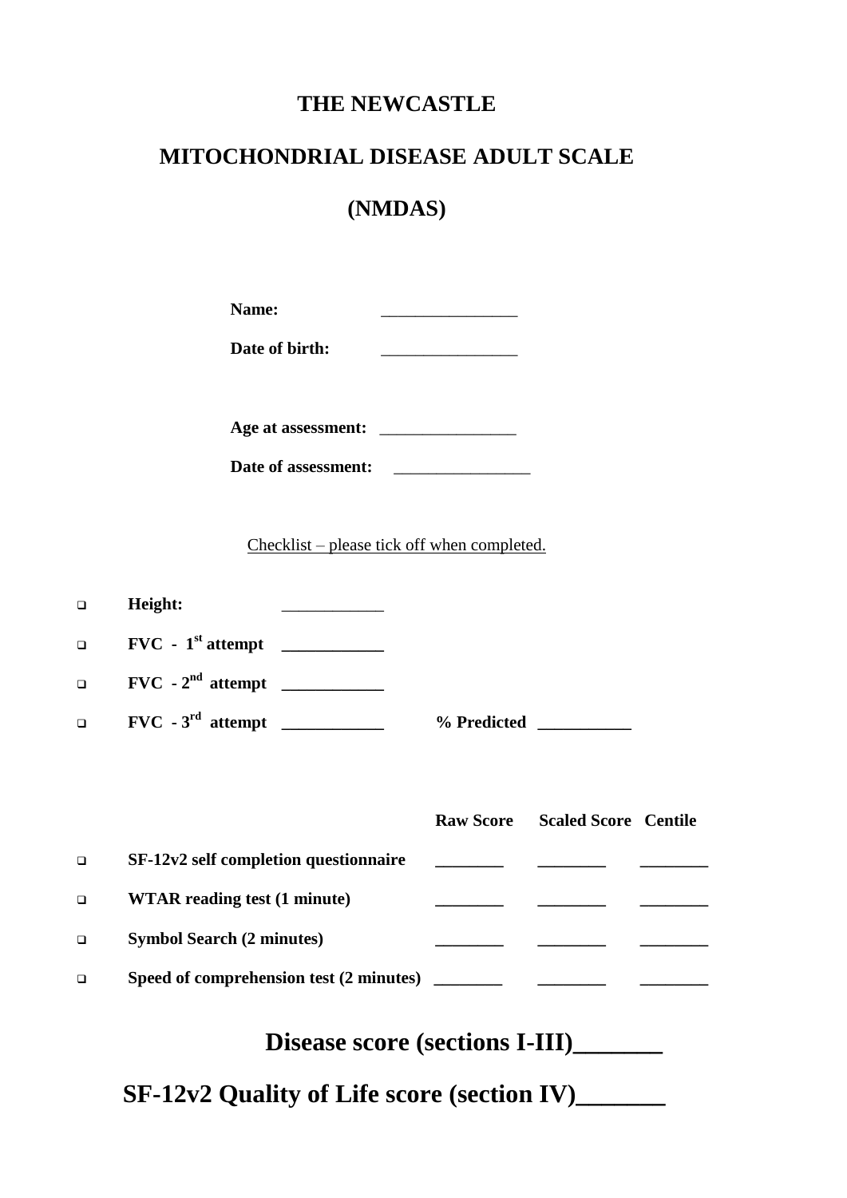# THE NEWCASTLE

# MITOCHONDRIAL DISEASE ADULT SCALE

# (NMDAS)

**Name:** ________________

**Date of birth:** ________________

**Age at assessment:** ________________

**Date of assessment:** ________________

Checklist – please tick off when completed.

- ❑ **Height:** ____________
- ❑ **FVC - 1st attempt** ____________
- ❑ **FVC - 2nd attempt** ____________
- ❑ **FVC - 3rd attempt** ____________ **% Predicted** ___________

| | Raw Score | Scaled Score | Centile |
|---|---|---|---|
| ❑ **SF-12v2 self completion questionnaire** | ________ | ________ | ________ |
| ❑ **WTAR reading test (1 minute)** | ________ | ________ | ________ |
| ❑ **Symbol Search (2 minutes)** | ________ | ________ | ________ |
| ❑ **Speed of comprehension test (2 minutes)** | ________ | ________ | ________ |

## Disease score (sections I-III)_______

## SF-12v2 Quality of Life score (section IV)_______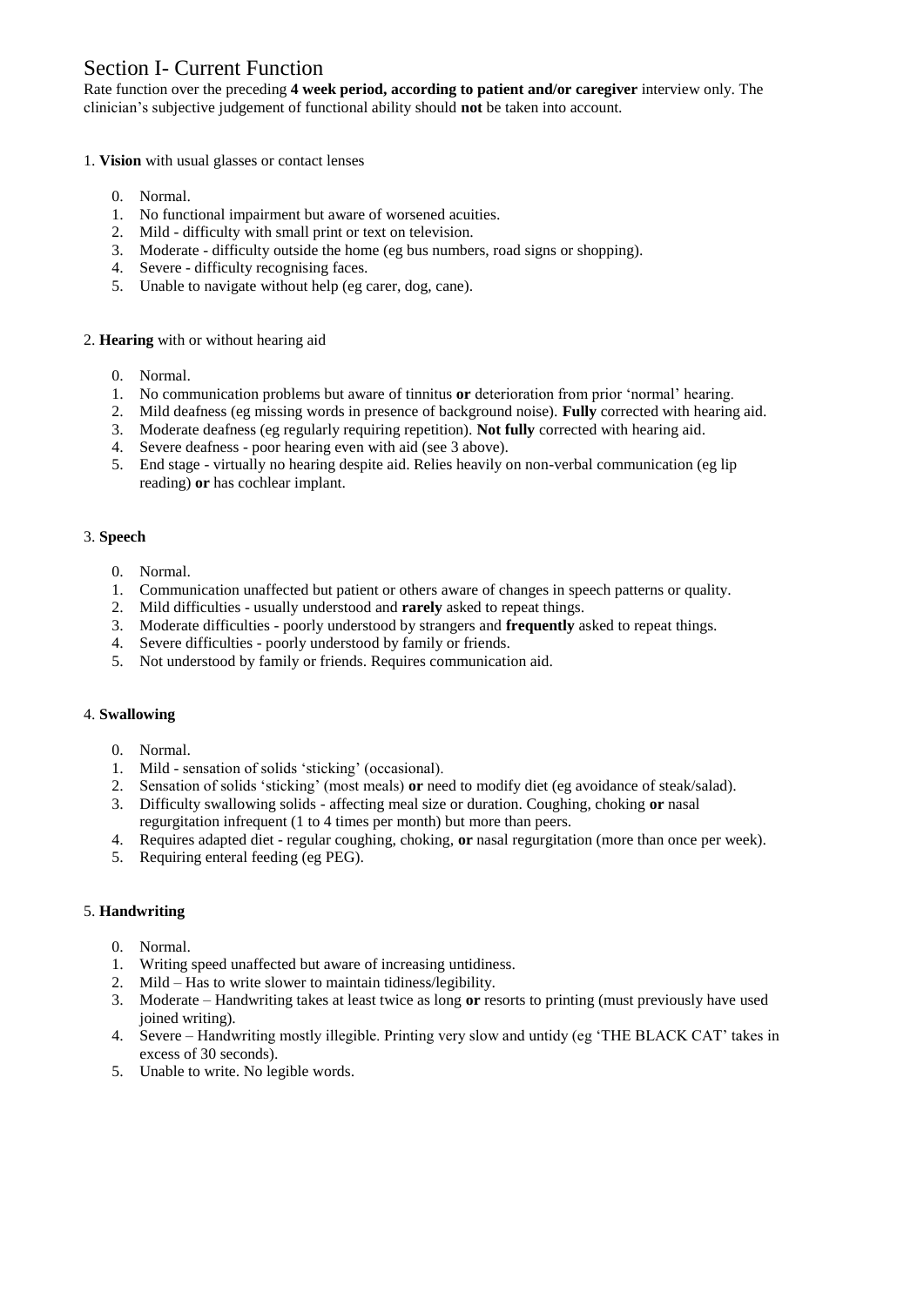# Section I- Current Function

Rate function over the preceding **4 week period, according to patient and/or caregiver** interview only. The clinician's subjective judgement of functional ability should **not** be taken into account.

1. **Vision** with usual glasses or contact lenses

   0. Normal.
   1. No functional impairment but aware of worsened acuities.
   2. Mild - difficulty with small print or text on television.
   3. Moderate - difficulty outside the home (eg bus numbers, road signs or shopping).
   4. Severe - difficulty recognising faces.
   5. Unable to navigate without help (eg carer, dog, cane).

2. **Hearing** with or without hearing aid

   0. Normal.
   1. No communication problems but aware of tinnitus **or** deterioration from prior 'normal' hearing.
   2. Mild deafness (eg missing words in presence of background noise). **Fully** corrected with hearing aid.
   3. Moderate deafness (eg regularly requiring repetition). **Not fully** corrected with hearing aid.
   4. Severe deafness - poor hearing even with aid (see 3 above).
   5. End stage - virtually no hearing despite aid. Relies heavily on non-verbal communication (eg lip reading) **or** has cochlear implant.

3. **Speech**

   0. Normal.
   1. Communication unaffected but patient or others aware of changes in speech patterns or quality.
   2. Mild difficulties - usually understood and **rarely** asked to repeat things.
   3. Moderate difficulties - poorly understood by strangers and **frequently** asked to repeat things.
   4. Severe difficulties - poorly understood by family or friends.
   5. Not understood by family or friends. Requires communication aid.

4. **Swallowing**

   0. Normal.
   1. Mild - sensation of solids 'sticking' (occasional).
   2. Sensation of solids 'sticking' (most meals) **or** need to modify diet (eg avoidance of steak/salad).
   3. Difficulty swallowing solids - affecting meal size or duration. Coughing, choking **or** nasal regurgitation infrequent (1 to 4 times per month) but more than peers.
   4. Requires adapted diet - regular coughing, choking, **or** nasal regurgitation (more than once per week).
   5. Requiring enteral feeding (eg PEG).

5. **Handwriting**

   0. Normal.
   1. Writing speed unaffected but aware of increasing untidiness.
   2. Mild – Has to write slower to maintain tidiness/legibility.
   3. Moderate – Handwriting takes at least twice as long **or** resorts to printing (must previously have used joined writing).
   4. Severe – Handwriting mostly illegible. Printing very slow and untidy (eg 'THE BLACK CAT' takes in excess of 30 seconds).
   5. Unable to write. No legible words.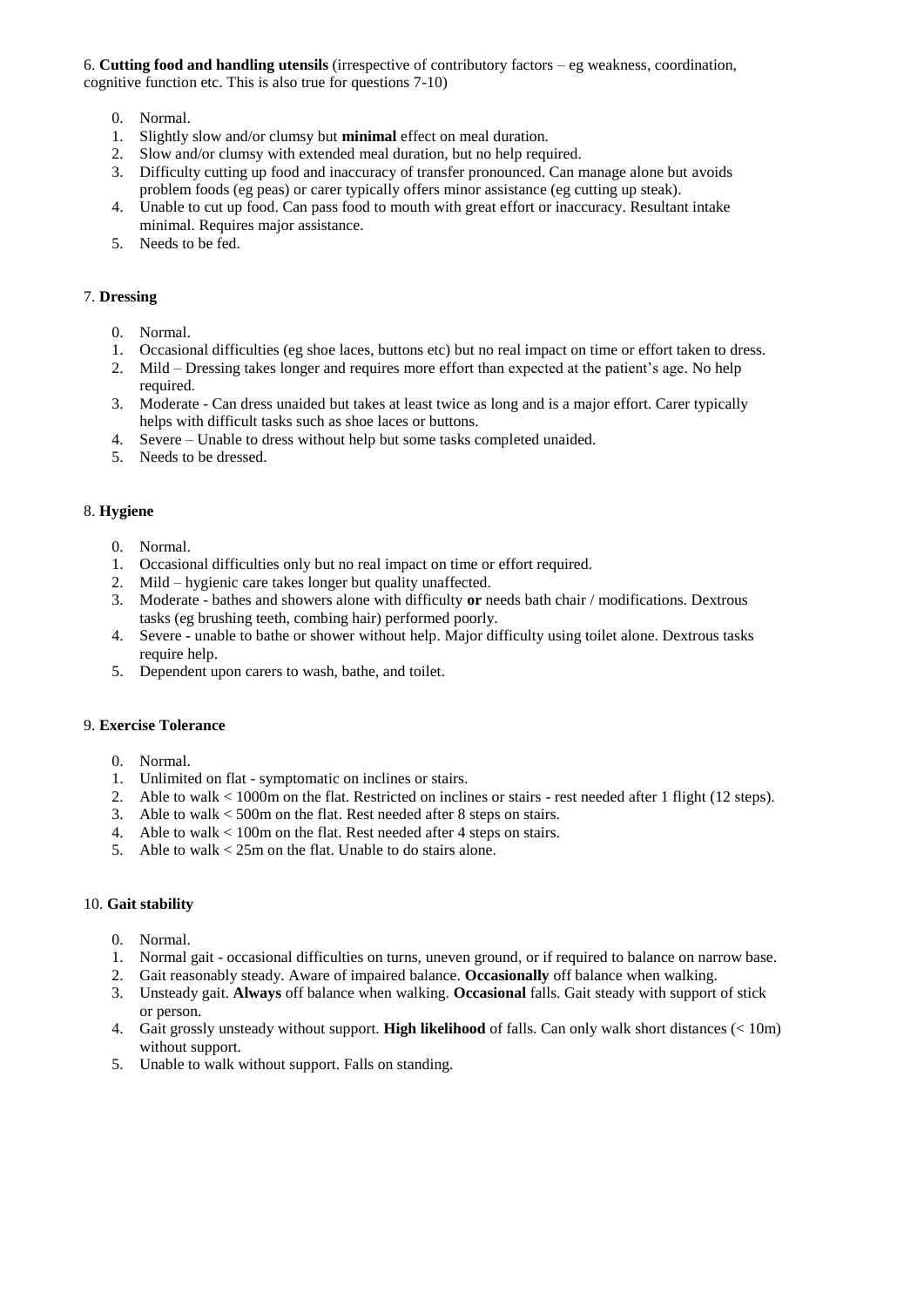6. **Cutting food and handling utensils** (irrespective of contributory factors – eg weakness, coordination, cognitive function etc. This is also true for questions 7-10)

0. Normal.
1. Slightly slow and/or clumsy but **minimal** effect on meal duration.
2. Slow and/or clumsy with extended meal duration, but no help required.
3. Difficulty cutting up food and inaccuracy of transfer pronounced. Can manage alone but avoids problem foods (eg peas) or carer typically offers minor assistance (eg cutting up steak).
4. Unable to cut up food. Can pass food to mouth with great effort or inaccuracy. Resultant intake minimal. Requires major assistance.
5. Needs to be fed.

7. **Dressing**

0. Normal.
1. Occasional difficulties (eg shoe laces, buttons etc) but no real impact on time or effort taken to dress.
2. Mild – Dressing takes longer and requires more effort than expected at the patient's age. No help required.
3. Moderate - Can dress unaided but takes at least twice as long and is a major effort. Carer typically helps with difficult tasks such as shoe laces or buttons.
4. Severe – Unable to dress without help but some tasks completed unaided.
5. Needs to be dressed.

8. **Hygiene**

0. Normal.
1. Occasional difficulties only but no real impact on time or effort required.
2. Mild – hygienic care takes longer but quality unaffected.
3. Moderate - bathes and showers alone with difficulty **or** needs bath chair / modifications. Dextrous tasks (eg brushing teeth, combing hair) performed poorly.
4. Severe - unable to bathe or shower without help. Major difficulty using toilet alone. Dextrous tasks require help.
5. Dependent upon carers to wash, bathe, and toilet.

9. **Exercise Tolerance**

0. Normal.
1. Unlimited on flat - symptomatic on inclines or stairs.
2. Able to walk < 1000m on the flat. Restricted on inclines or stairs - rest needed after 1 flight (12 steps).
3. Able to walk < 500m on the flat. Rest needed after 8 steps on stairs.
4. Able to walk < 100m on the flat. Rest needed after 4 steps on stairs.
5. Able to walk < 25m on the flat. Unable to do stairs alone.

10. **Gait stability**

0. Normal.
1. Normal gait - occasional difficulties on turns, uneven ground, or if required to balance on narrow base.
2. Gait reasonably steady. Aware of impaired balance. **Occasionally** off balance when walking.
3. Unsteady gait. **Always** off balance when walking. **Occasional** falls. Gait steady with support of stick or person.
4. Gait grossly unsteady without support. **High likelihood** of falls. Can only walk short distances (< 10m) without support.
5. Unable to walk without support. Falls on standing.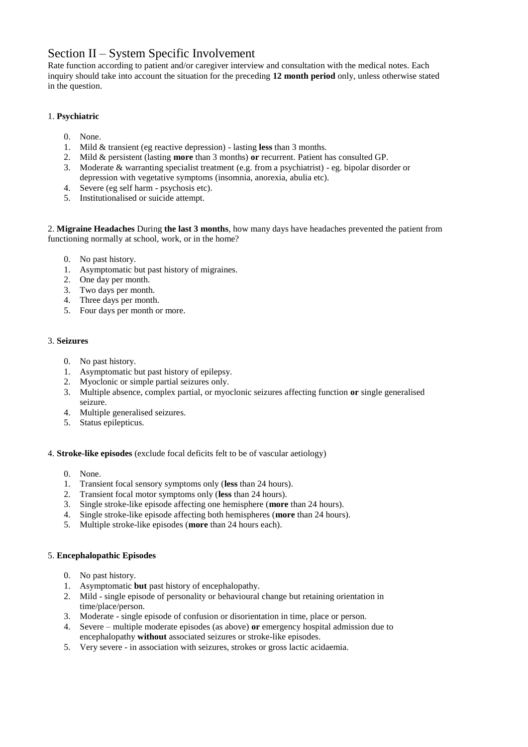# Section II – System Specific Involvement

Rate function according to patient and/or caregiver interview and consultation with the medical notes. Each inquiry should take into account the situation for the preceding **12 month period** only, unless otherwise stated in the question.

1. **Psychiatric**

0. None.
1. Mild & transient (eg reactive depression) - lasting **less** than 3 months.
2. Mild & persistent (lasting **more** than 3 months) **or** recurrent. Patient has consulted GP.
3. Moderate & warranting specialist treatment (e.g. from a psychiatrist) - eg. bipolar disorder or depression with vegetative symptoms (insomnia, anorexia, abulia etc).
4. Severe (eg self harm - psychosis etc).
5. Institutionalised or suicide attempt.

2. **Migraine Headaches** During **the last 3 months**, how many days have headaches prevented the patient from functioning normally at school, work, or in the home?

0. No past history.
1. Asymptomatic but past history of migraines.
2. One day per month.
3. Two days per month.
4. Three days per month.
5. Four days per month or more.

3. **Seizures**

0. No past history.
1. Asymptomatic but past history of epilepsy.
2. Myoclonic or simple partial seizures only.
3. Multiple absence, complex partial, or myoclonic seizures affecting function **or** single generalised seizure.
4. Multiple generalised seizures.
5. Status epilepticus.

4. **Stroke-like episodes** (exclude focal deficits felt to be of vascular aetiology)

0. None.
1. Transient focal sensory symptoms only (**less** than 24 hours).
2. Transient focal motor symptoms only (**less** than 24 hours).
3. Single stroke-like episode affecting one hemisphere (**more** than 24 hours).
4. Single stroke-like episode affecting both hemispheres (**more** than 24 hours).
5. Multiple stroke-like episodes (**more** than 24 hours each).

5. **Encephalopathic Episodes**

0. No past history.
1. Asymptomatic **but** past history of encephalopathy.
2. Mild - single episode of personality or behavioural change but retaining orientation in time/place/person.
3. Moderate - single episode of confusion or disorientation in time, place or person.
4. Severe – multiple moderate episodes (as above) **or** emergency hospital admission due to encephalopathy **without** associated seizures or stroke-like episodes.
5. Very severe - in association with seizures, strokes or gross lactic acidaemia.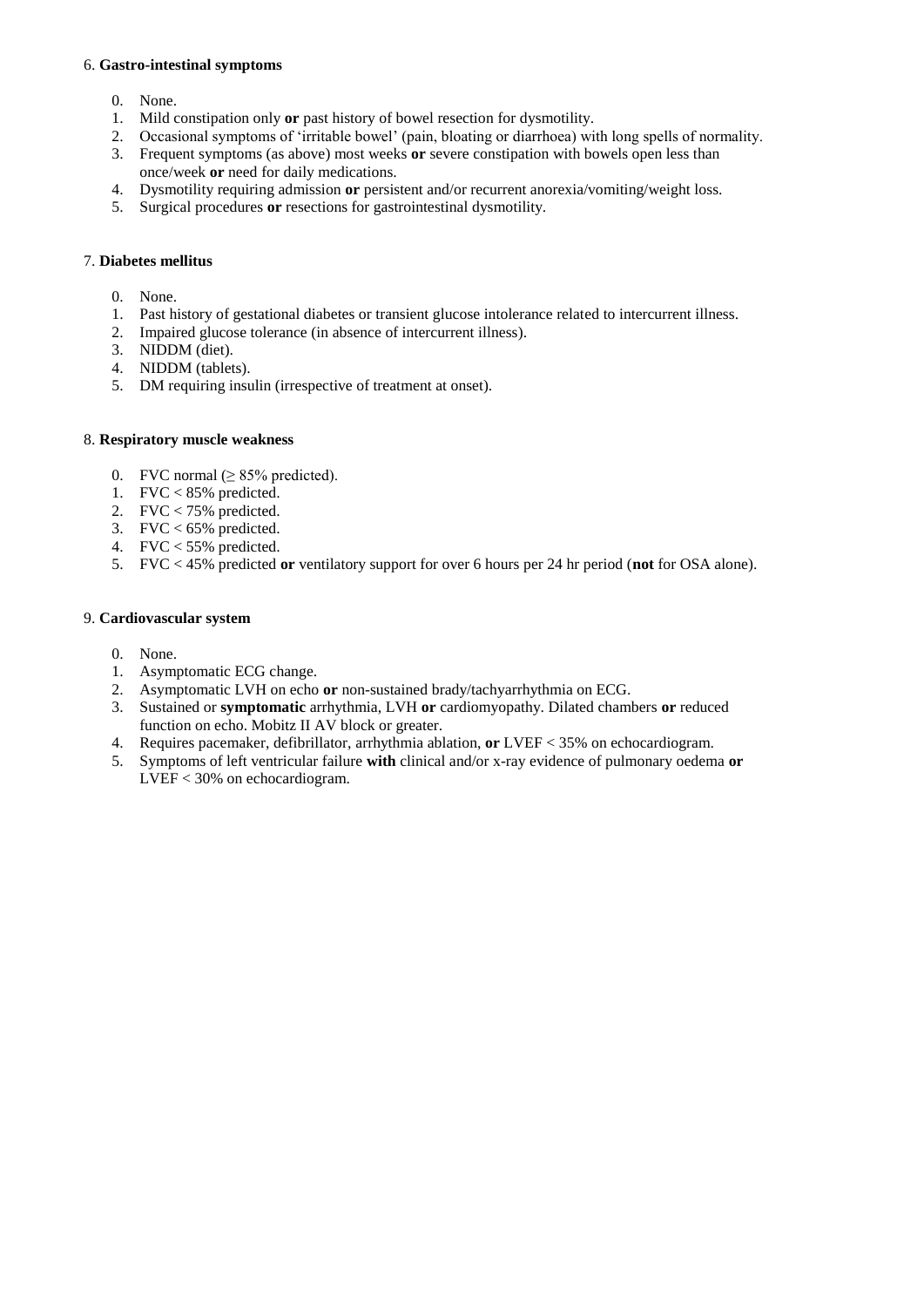6. **Gastro-intestinal symptoms**

0. None.
1. Mild constipation only **or** past history of bowel resection for dysmotility.
2. Occasional symptoms of 'irritable bowel' (pain, bloating or diarrhoea) with long spells of normality.
3. Frequent symptoms (as above) most weeks **or** severe constipation with bowels open less than once/week **or** need for daily medications.
4. Dysmotility requiring admission **or** persistent and/or recurrent anorexia/vomiting/weight loss.
5. Surgical procedures **or** resections for gastrointestinal dysmotility.

7. **Diabetes mellitus**

0. None.
1. Past history of gestational diabetes or transient glucose intolerance related to intercurrent illness.
2. Impaired glucose tolerance (in absence of intercurrent illness).
3. NIDDM (diet).
4. NIDDM (tablets).
5. DM requiring insulin (irrespective of treatment at onset).

8. **Respiratory muscle weakness**

0. FVC normal ($\geq$ 85% predicted).
1. FVC < 85% predicted.
2. FVC < 75% predicted.
3. FVC < 65% predicted.
4. FVC < 55% predicted.
5. FVC < 45% predicted **or** ventilatory support for over 6 hours per 24 hr period (**not** for OSA alone).

9. **Cardiovascular system**

0. None.
1. Asymptomatic ECG change.
2. Asymptomatic LVH on echo **or** non-sustained brady/tachyarrhythmia on ECG.
3. Sustained or **symptomatic** arrhythmia, LVH **or** cardiomyopathy. Dilated chambers **or** reduced function on echo. Mobitz II AV block or greater.
4. Requires pacemaker, defibrillator, arrhythmia ablation, **or** LVEF < 35% on echocardiogram.
5. Symptoms of left ventricular failure **with** clinical and/or x-ray evidence of pulmonary oedema **or** LVEF < 30% on echocardiogram.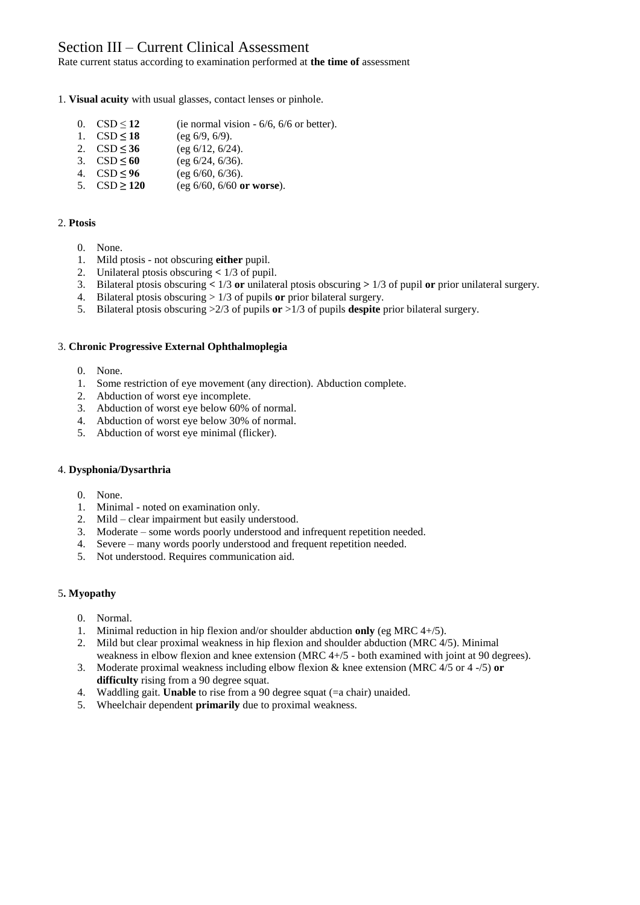# Section III – Current Clinical Assessment

Rate current status according to examination performed at **the time of** assessment

1. **Visual acuity** with usual glasses, contact lenses or pinhole.

    0. CSD ≤ **12** (ie normal vision - 6/6, 6/6 or better).
    1. CSD **≤ 18** (eg 6/9, 6/9).
    2. CSD **≤ 36** (eg 6/12, 6/24).
    3. CSD **≤ 60** (eg 6/24, 6/36).
    4. CSD **≤ 96** (eg 6/60, 6/36).
    5. CSD **≥ 120** (eg 6/60, 6/60 **or worse**).

2. **Ptosis**

    0. None.
    1. Mild ptosis - not obscuring **either** pupil.
    2. Unilateral ptosis obscuring **<** 1/3 of pupil.
    3. Bilateral ptosis obscuring **<** 1/3 **or** unilateral ptosis obscuring **>** 1/3 of pupil **or** prior unilateral surgery.
    4. Bilateral ptosis obscuring > 1/3 of pupils **or** prior bilateral surgery.
    5. Bilateral ptosis obscuring >2/3 of pupils **or** >1/3 of pupils **despite** prior bilateral surgery.

3. **Chronic Progressive External Ophthalmoplegia**

    0. None.
    1. Some restriction of eye movement (any direction). Abduction complete.
    2. Abduction of worst eye incomplete.
    3. Abduction of worst eye below 60% of normal.
    4. Abduction of worst eye below 30% of normal.
    5. Abduction of worst eye minimal (flicker).

4. **Dysphonia/Dysarthria**

    0. None.
    1. Minimal - noted on examination only.
    2. Mild – clear impairment but easily understood.
    3. Moderate – some words poorly understood and infrequent repetition needed.
    4. Severe – many words poorly understood and frequent repetition needed.
    5. Not understood. Requires communication aid.

5**. Myopathy**

    0. Normal.
    1. Minimal reduction in hip flexion and/or shoulder abduction **only** (eg MRC 4+/5).
    2. Mild but clear proximal weakness in hip flexion and shoulder abduction (MRC 4/5). Minimal weakness in elbow flexion and knee extension (MRC 4+/5 - both examined with joint at 90 degrees).
    3. Moderate proximal weakness including elbow flexion & knee extension (MRC 4/5 or 4 -/5) **or difficulty** rising from a 90 degree squat.
    4. Waddling gait. **Unable** to rise from a 90 degree squat (=a chair) unaided.
    5. Wheelchair dependent **primarily** due to proximal weakness.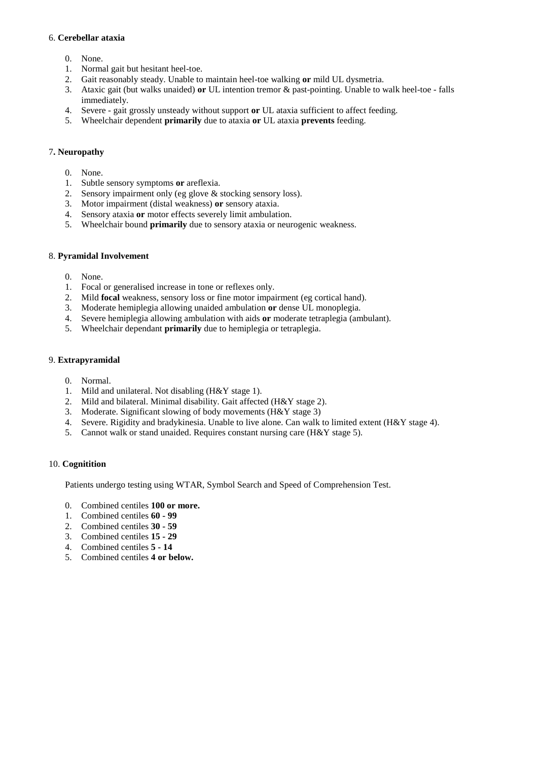6. **Cerebellar ataxia**

0. None.
1. Normal gait but hesitant heel-toe.
2. Gait reasonably steady. Unable to maintain heel-toe walking **or** mild UL dysmetria.
3. Ataxic gait (but walks unaided) **or** UL intention tremor & past-pointing. Unable to walk heel-toe - falls immediately.
4. Severe - gait grossly unsteady without support **or** UL ataxia sufficient to affect feeding.
5. Wheelchair dependent **primarily** due to ataxia **or** UL ataxia **prevents** feeding.

7**. Neuropathy**

0. None.
1. Subtle sensory symptoms **or** areflexia.
2. Sensory impairment only (eg glove & stocking sensory loss).
3. Motor impairment (distal weakness) **or** sensory ataxia.
4. Sensory ataxia **or** motor effects severely limit ambulation.
5. Wheelchair bound **primarily** due to sensory ataxia or neurogenic weakness.

8. **Pyramidal Involvement**

0. None.
1. Focal or generalised increase in tone or reflexes only.
2. Mild **focal** weakness, sensory loss or fine motor impairment (eg cortical hand).
3. Moderate hemiplegia allowing unaided ambulation **or** dense UL monoplegia.
4. Severe hemiplegia allowing ambulation with aids **or** moderate tetraplegia (ambulant).
5. Wheelchair dependant **primarily** due to hemiplegia or tetraplegia.

9. **Extrapyramidal**

0. Normal.
1. Mild and unilateral. Not disabling (H&Y stage 1).
2. Mild and bilateral. Minimal disability. Gait affected (H&Y stage 2).
3. Moderate. Significant slowing of body movements (H&Y stage 3)
4. Severe. Rigidity and bradykinesia. Unable to live alone. Can walk to limited extent (H&Y stage 4).
5. Cannot walk or stand unaided. Requires constant nursing care (H&Y stage 5).

10. **Cognitition**

Patients undergo testing using WTAR, Symbol Search and Speed of Comprehension Test.

0. Combined centiles **100 or more.**
1. Combined centiles **60 - 99**
2. Combined centiles **30 - 59**
3. Combined centiles **15 - 29**
4. Combined centiles **5 - 14**
5. Combined centiles **4 or below.**